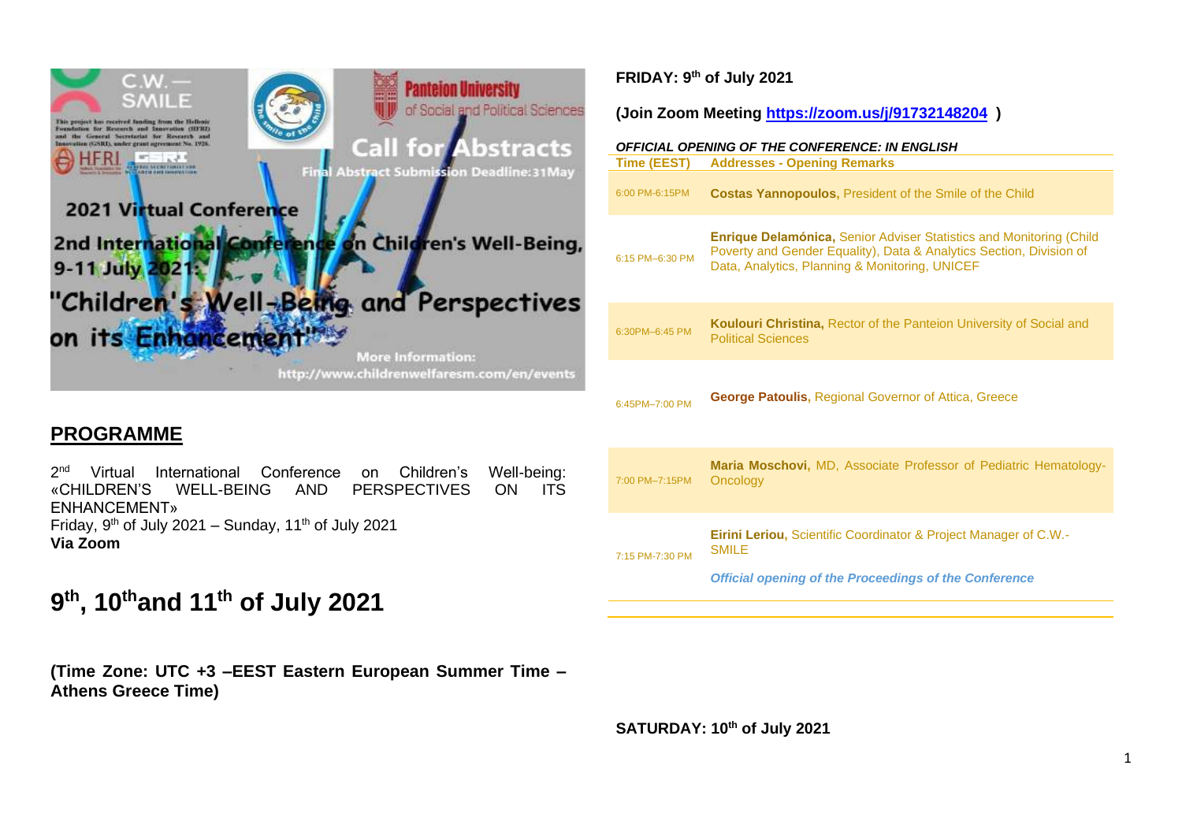C.W. — SMILE

This project has received funding from the Hellenic Foundation for Research and Innovation (HFRI) and the General Secretariat for Research and Innovation (GSRI), under grant agreement No. 1926.

Panteion University of Social and Political Sciences

Call for Abstracts

Final Abstract Submission Deadline: 31May

2021 Virtual Conference

2nd International Conference on Children's Well-Being, 9-11 July 2021:

"Children's Well-Being and Perspectives on its Enhancement"

More Information: http://www.childrenwelfaresm.com/en/events

## PROGRAMME

2nd Virtual International Conference on Children's Well-being: «CHILDREN'S WELL-BEING AND PERSPECTIVES ON ITS ENHANCEMENT»
Friday, 9th of July 2021 – Sunday, 11th of July 2021
**Via Zoom**

# 9th, 10th and 11th of July 2021

**(Time Zone: UTC +3 –EEST Eastern European Summer Time – Athens Greece Time)**

**FRIDAY: 9th of July 2021**

**(Join Zoom Meeting https://zoom.us/j/91732148204 )**

***OFFICIAL OPENING OF THE CONFERENCE: IN ENGLISH***

| Time (EEST) | Addresses - Opening Remarks |
|---|---|
| 6:00 PM-6:15PM | **Costas Yannopoulos,** President of the Smile of the Child |
| 6:15 PM–6:30 PM | **Enrique Delamónica,** Senior Adviser Statistics and Monitoring (Child Poverty and Gender Equality), Data & Analytics Section, Division of Data, Analytics, Planning & Monitoring, UNICEF |
| 6:30PM–6:45 PM | **Koulouri Christina,** Rector of the Panteion University of Social and Political Sciences |
| 6:45PM–7:00 PM | **George Patoulis,** Regional Governor of Attica, Greece |
| 7:00 PM–7:15PM | **Maria Moschovi,** MD, Associate Professor of Pediatric Hematology-Oncology |
| 7:15 PM-7:30 PM | **Eirini Leriou,** Scientific Coordinator & Project Manager of C.W.-SMILE<br>***Official opening of the Proceedings of the Conference*** |

**SATURDAY: 10th of July 2021**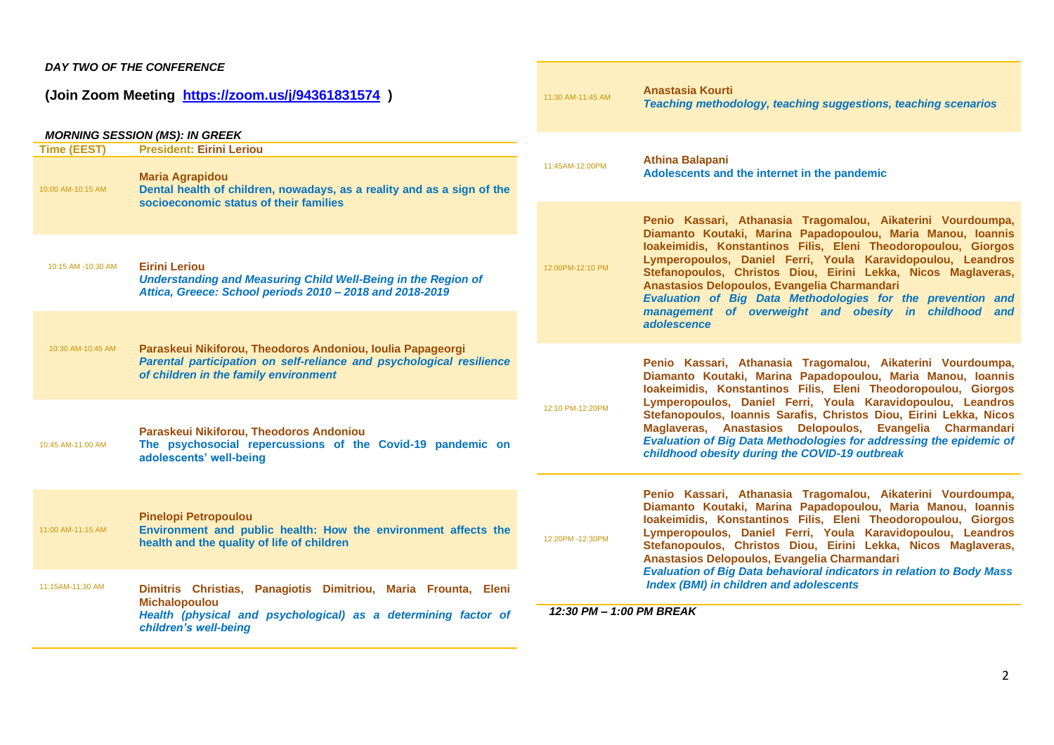***DAY TWO OF THE CONFERENCE***

## (Join Zoom Meeting https://zoom.us/j/94361831574 )

***MORNING SESSION (MS): IN GREEK***

| Time (EEST) | President: Eirini Leriou |
|---|---|
| 10:00 AM-10:15 AM | **Maria Agrapidou**<br>**Dental health of children, nowadays, as a reality and as a sign of the socioeconomic status of their families** |
| 10:15 AM -10:30 AM | **Eirini Leriou**<br>***Understanding and Measuring Child Well-Being in the Region of Attica, Greece: School periods 2010 – 2018 and 2018-2019*** |
| 10:30 AM-10:45 AM | **Paraskeui Nikiforou, Theodoros Andoniou, Ioulia Papageorgi**<br>***Parental participation on self-reliance and psychological resilience of children in the family environment*** |
| 10:45 AM-11:00 AM | **Paraskeui Nikiforou, Theodoros Andoniou**<br>**The psychosocial repercussions of the Covid-19 pandemic on adolescents' well-being** |
| 11:00 AM-11:15 AM | **Pinelopi Petropoulou**<br>**Environment and public health: How the environment affects the health and the quality of life of children** |
| 11:15AM-11:30 AM | **Dimitris Christias, Panagiotis Dimitriou, Maria Frounta, Eleni Michalopoulou**<br>***Health (physical and psychological) as a determining factor of children's well-being*** |
| 11:30 AM-11:45 AM | **Anastasia Kourti**<br>***Teaching methodology, teaching suggestions, teaching scenarios*** |
| 11:45AM-12:00PM | **Athina Balapani**<br>**Adolescents and the internet in the pandemic** |
| 12:00PM-12:10 PM | **Penio Kassari, Athanasia Tragomalou, Aikaterini Vourdoumpa, Diamanto Koutaki, Marina Papadopoulou, Maria Manou, Ioannis Ioakeimidis, Konstantinos Filis, Eleni Theodoropoulou, Giorgos Lymperopoulos, Daniel Ferri, Youla Karavidopoulou, Leandros Stefanopoulos, Christos Diou, Eirini Lekka, Nicos Maglaveras, Anastasios Delopoulos, Evangelia Charmandari**<br>***Evaluation of Big Data Methodologies for the prevention and management of overweight and obesity in childhood and adolescence*** |
| 12:10 PM-12:20PM | **Penio Kassari, Athanasia Tragomalou, Aikaterini Vourdoumpa, Diamanto Koutaki, Marina Papadopoulou, Maria Manou, Ioannis Ioakeimidis, Konstantinos Filis, Eleni Theodoropoulou, Giorgos Lymperopoulos, Daniel Ferri, Youla Karavidopoulou, Leandros Stefanopoulos, Ioannis Sarafis, Christos Diou, Eirini Lekka, Nicos Maglaveras, Anastasios Delopoulos, Evangelia Charmandari**<br>***Evaluation of Big Data Methodologies for addressing the epidemic of childhood obesity during the COVID-19 outbreak*** |
| 12:20PM -12:30PM | **Penio Kassari, Athanasia Tragomalou, Aikaterini Vourdoumpa, Diamanto Koutaki, Marina Papadopoulou, Maria Manou, Ioannis Ioakeimidis, Konstantinos Filis, Eleni Theodoropoulou, Giorgos Lymperopoulos, Daniel Ferri, Youla Karavidopoulou, Leandros Stefanopoulos, Christos Diou, Eirini Lekka, Nicos Maglaveras, Anastasios Delopoulos, Evangelia Charmandari**<br>***Evaluation of Big Data behavioral indicators in relation to Body Mass Index (BMI) in children and adolescents*** |

***12:30 PM – 1:00 PM BREAK***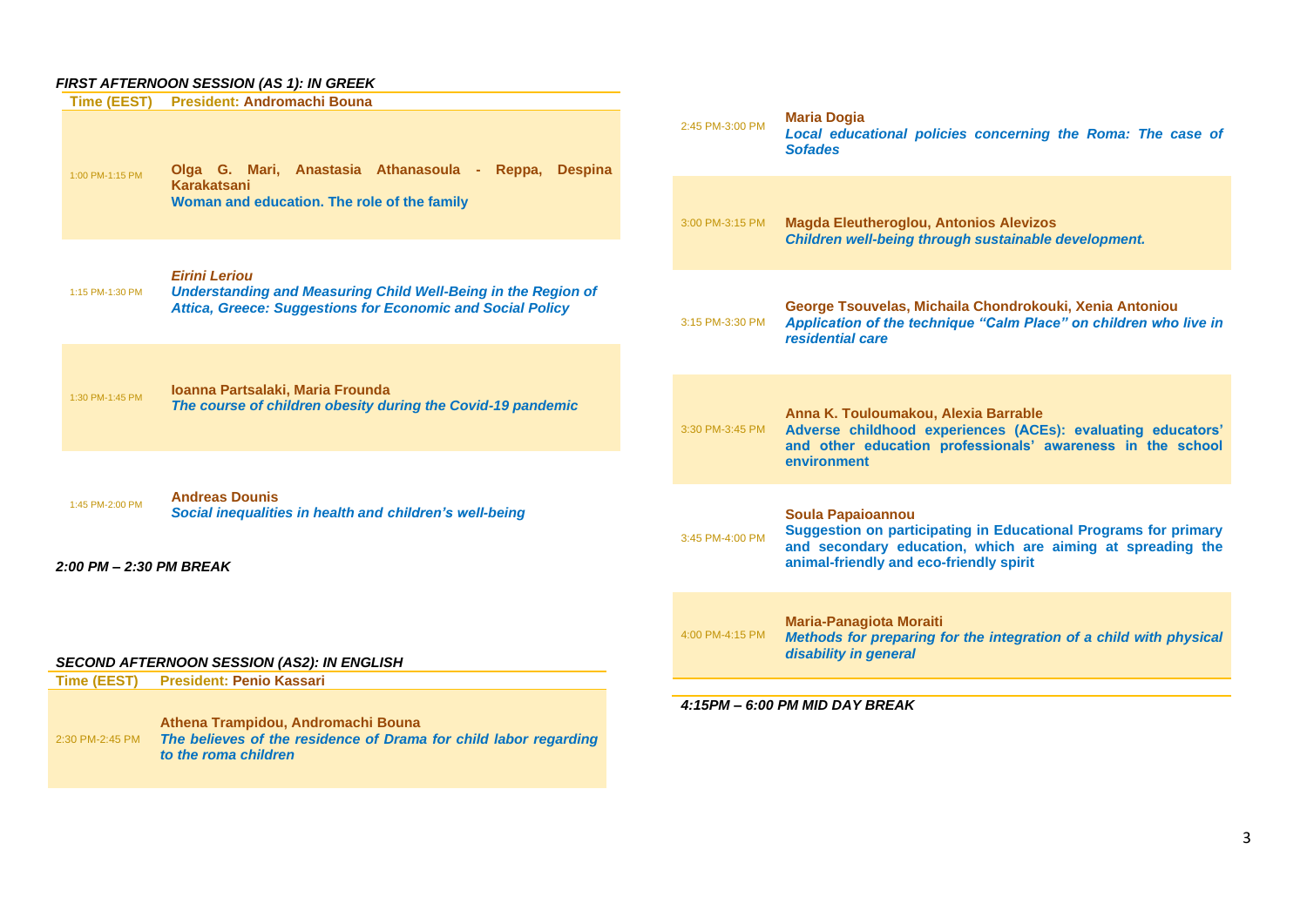***FIRST AFTERNOON SESSION (AS 1): IN GREEK***

| Time (EEST) | President: Andromachi Bouna |
|---|---|
| 1:00 PM-1:15 PM | **Olga G. Mari, Anastasia Athanasoula - Reppa, Despina Karakatsani**<br>**Woman and education. The role of the family** |
| 1:15 PM-1:30 PM | ***Eirini Leriou***<br>***Understanding and Measuring Child Well-Being in the Region of Attica, Greece: Suggestions for Economic and Social Policy*** |
| 1:30 PM-1:45 PM | **Ioanna Partsalaki, Maria Frounda**<br>***The course of children obesity during the Covid-19 pandemic*** |
| 1:45 PM-2:00 PM | **Andreas Dounis**<br>***Social inequalities in health and children's well-being*** |

***2:00 PM – 2:30 PM BREAK***

***SECOND AFTERNOON SESSION (AS2): IN ENGLISH***

| Time (EEST) | President: Penio Kassari |
|---|---|
| 2:30 PM-2:45 PM | **Athena Trampidou, Andromachi Bouna**<br>***The believes of the residence of Drama for child labor regarding to the roma children*** |
| 2:45 PM-3:00 PM | **Maria Dogia**<br>***Local educational policies concerning the Roma: The case of Sofades*** |
| 3:00 PM-3:15 PM | **Magda Eleutheroglou, Antonios Alevizos**<br>***Children well-being through sustainable development.*** |
| 3:15 PM-3:30 PM | **George Tsouvelas, Michaila Chondrokouki, Xenia Antoniou**<br>***Application of the technique "Calm Place" on children who live in residential care*** |
| 3:30 PM-3:45 PM | **Anna K. Touloumakou, Alexia Barrable**<br>**Adverse childhood experiences (ACEs): evaluating educators' and other education professionals' awareness in the school environment** |
| 3:45 PM-4:00 PM | **Soula Papaioannou**<br>**Suggestion on participating in Educational Programs for primary and secondary education, which are aiming at spreading the animal-friendly and eco-friendly spirit** |
| 4:00 PM-4:15 PM | **Maria-Panagiota Moraiti**<br>***Methods for preparing for the integration of a child with physical disability in general*** |

***4:15PM – 6:00 PM MID DAY BREAK***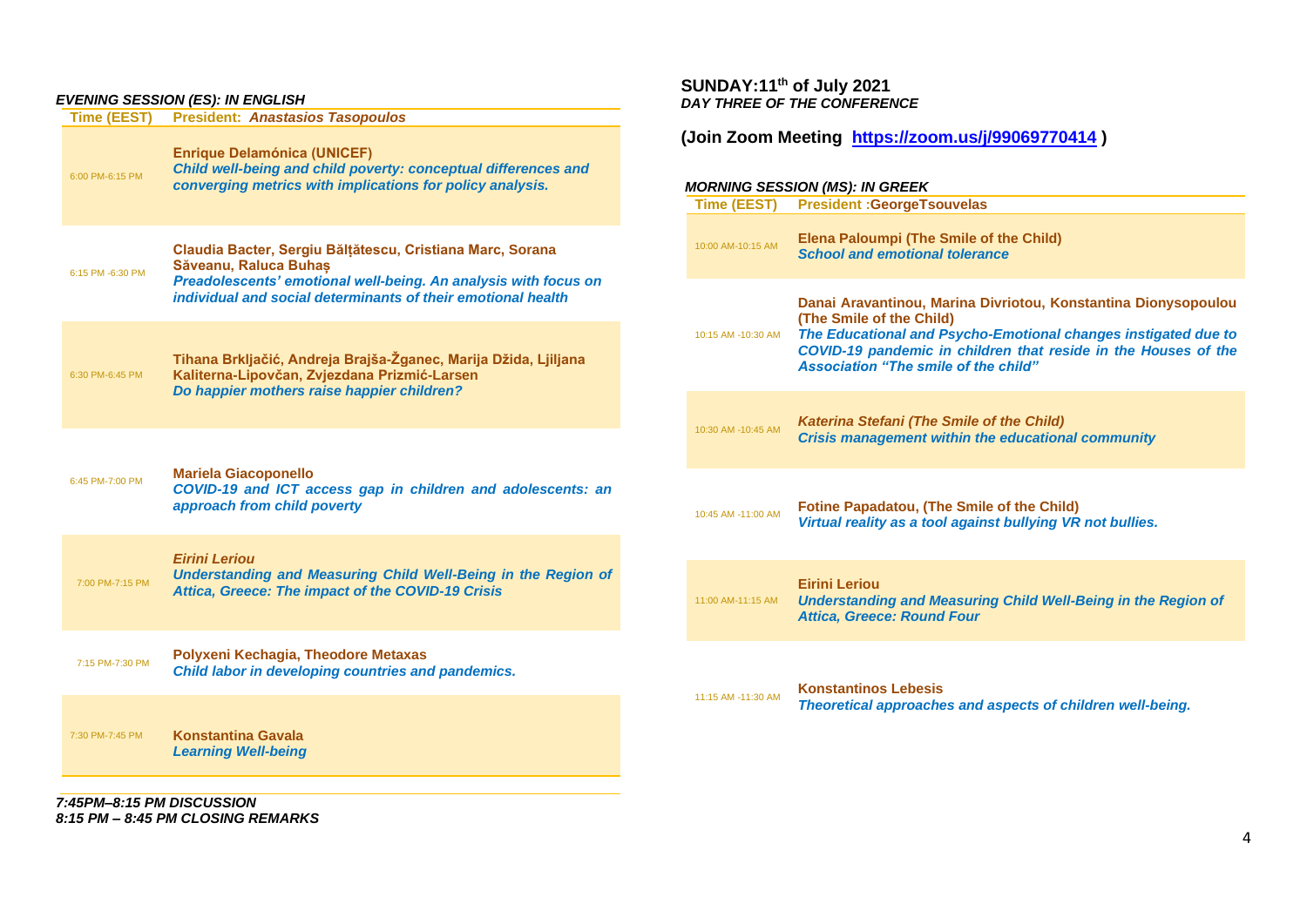*EVENING SESSION (ES): IN ENGLISH*

| Time (EEST) | President: *Anastasios Tasopoulos* |
|---|---|
| 6:00 PM-6:15 PM | **Enrique Delamónica (UNICEF)**<br>***Child well-being and child poverty: conceptual differences and converging metrics with implications for policy analysis.*** |
| 6:15 PM -6:30 PM | **Claudia Bacter, Sergiu Bălțătescu, Cristiana Marc, Sorana Săveanu, Raluca Buhaș**<br>***Preadolescents' emotional well-being. An analysis with focus on individual and social determinants of their emotional health*** |
| 6:30 PM-6:45 PM | **Tihana Brkljačić, Andreja Brajša-Žganec, Marija Džida, Ljiljana Kaliterna-Lipovčan, Zvjezdana Prizmić-Larsen**<br>***Do happier mothers raise happier children?*** |
| 6:45 PM-7:00 PM | **Mariela Giacoponello**<br>***COVID-19 and ICT access gap in children and adolescents: an approach from child poverty*** |
| 7:00 PM-7:15 PM | ***Eirini Leriou***<br>***Understanding and Measuring Child Well-Being in the Region of Attica, Greece: The impact of the COVID-19 Crisis*** |
| 7:15 PM-7:30 PM | **Polyxeni Kechagia, Theodore Metaxas**<br>***Child labor in developing countries and pandemics.*** |
| 7:30 PM-7:45 PM | **Konstantina Gavala**<br>***Learning Well-being*** |

***7:45PM–8:15 PM DISCUSSION***
***8:15 PM – 8:45 PM CLOSING REMARKS***

## SUNDAY:11th of July 2021

***DAY THREE OF THE CONFERENCE***

## (Join Zoom Meeting https://zoom.us/j/99069770414 )

*MORNING SESSION (MS): IN GREEK*

| Time (EEST) | President :**GeorgeTsouvelas** |
|---|---|
| 10:00 AM-10:15 AM | **Elena Paloumpi (The Smile of the Child)**<br>***School and emotional tolerance*** |
| 10:15 AM -10:30 AM | **Danai Aravantinou, Marina Divriotou, Konstantina Dionysopoulou (The Smile of the Child)**<br>***The Educational and Psycho-Emotional changes instigated due to COVID-19 pandemic in children that reside in the Houses of the Association "The smile of the child"*** |
| 10:30 AM -10:45 AM | ***Katerina Stefani (The Smile of the Child)***<br>***Crisis management within the educational community*** |
| 10:45 AM -11:00 AM | **Fotine Papadatou, (The Smile of the Child)**<br>***Virtual reality as a tool against bullying VR not bullies.*** |
| 11:00 AM-11:15 AM | **Eirini Leriou**<br>***Understanding and Measuring Child Well-Being in the Region of Attica, Greece: Round Four*** |
| 11:15 AM -11:30 AM | **Konstantinos Lebesis**<br>***Theoretical approaches and aspects of children well-being.*** |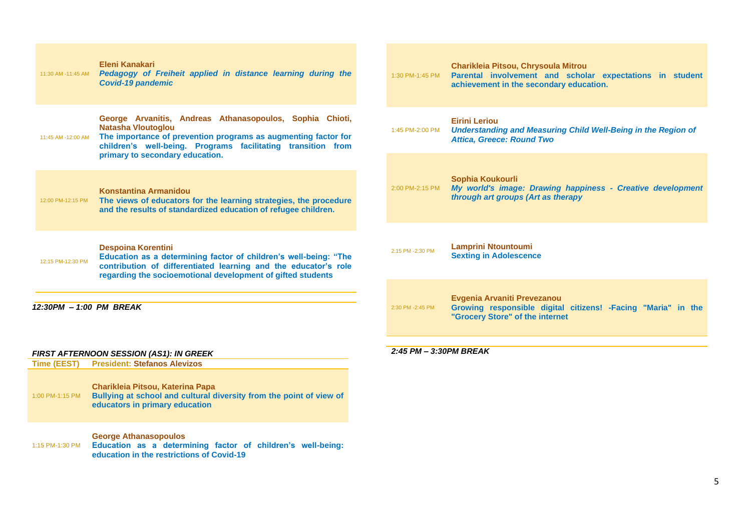| | |
|---|---|
| 11:30 AM -11:45 AM | **Eleni Kanakari**<br>***Pedagogy of Freiheit applied in distance learning during the Covid-19 pandemic*** |
| 11:45 AM -12:00 AM | **George Arvanitis, Andreas Athanasopoulos, Sophia Chioti, Natasha Vloutoglou**<br>**The importance of prevention programs as augmenting factor for children's well-being. Programs facilitating transition from primary to secondary education.** |
| 12:00 PM-12:15 PM | **Konstantina Armanidou**<br>**The views of educators for the learning strategies, the procedure and the results of standardized education of refugee children.** |
| 12:15 PM-12:30 PM | **Despoina Korentini**<br>**Education as a determining factor of children's well-being: "The contribution of differentiated learning and the educator's role regarding the socioemotional development of gifted students** |

***12:30PM – 1:00 PM BREAK***

***FIRST AFTERNOON SESSION (AS1): IN GREEK***

| Time (EEST) | President: Stefanos Alevizos |
|---|---|
| 1:00 PM-1:15 PM | **Charikleia Pitsou, Katerina Papa**<br>**Bullying at school and cultural diversity from the point of view of educators in primary education** |
| 1:15 PM-1:30 PM | **George Athanasopoulos**<br>**Education as a determining factor of children's well-being: education in the restrictions of Covid-19** |
| 1:30 PM-1:45 PM | **Charikleia Pitsou, Chrysoula Mitrou**<br>**Parental involvement and scholar expectations in student achievement in the secondary education.** |
| 1:45 PM-2:00 PM | **Eirini Leriou**<br>***Understanding and Measuring Child Well-Being in the Region of Attica, Greece: Round Two*** |
| 2:00 PM-2:15 PM | **Sophia Koukourli**<br>***My world's image: Drawing happiness - Creative development through art groups (Art as therapy*** |
| 2:15 PM -2:30 PM | **Lamprini Ntountoumi**<br>**Sexting in Adolescence** |
| 2:30 PM -2:45 PM | **Evgenia Arvaniti Prevezanou**<br>**Growing responsible digital citizens! -Facing "Maria" in the "Grocery Store" of the internet** |

***2:45 PM – 3:30PM BREAK***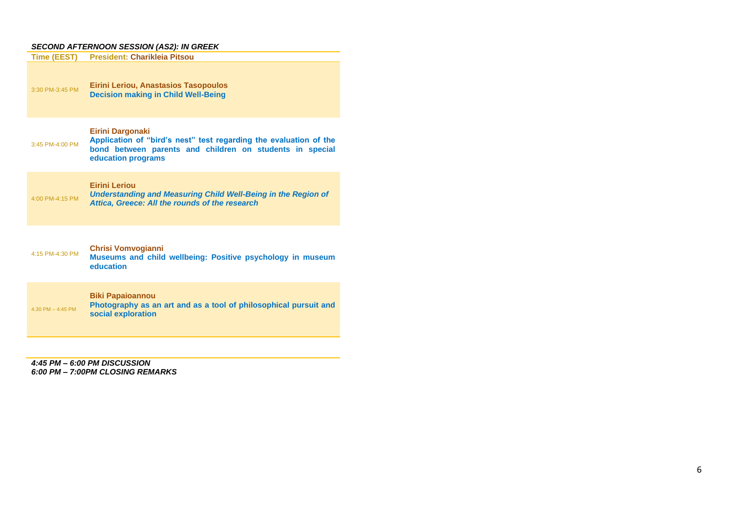***SECOND AFTERNOON SESSION (AS2): IN GREEK***

| Time (EEST) | President: Charikleia Pitsou |
|---|---|
| 3:30 PM-3:45 PM | **Eirini Leriou, Anastasios Tasopoulos**<br>**Decision making in Child Well-Being** |
| 3:45 PM-4:00 PM | **Eirini Dargonaki**<br>**Application of "bird's nest" test regarding the evaluation of the bond between parents and children on students in special education programs** |
| 4:00 PM-4:15 PM | **Eirini Leriou**<br>***Understanding and Measuring Child Well-Being in the Region of Attica, Greece: All the rounds of the research*** |
| 4:15 PM-4:30 PM | **Chrisi Vomvogianni**<br>**Museums and child wellbeing: Positive psychology in museum education** |
| 4.30 PM – 4:45 PM | **Biki Papaioannou**<br>**Photography as an art and as a tool of philosophical pursuit and social exploration** |

***4:45 PM – 6:00 PM DISCUSSION***
***6:00 PM – 7:00PM CLOSING REMARKS***